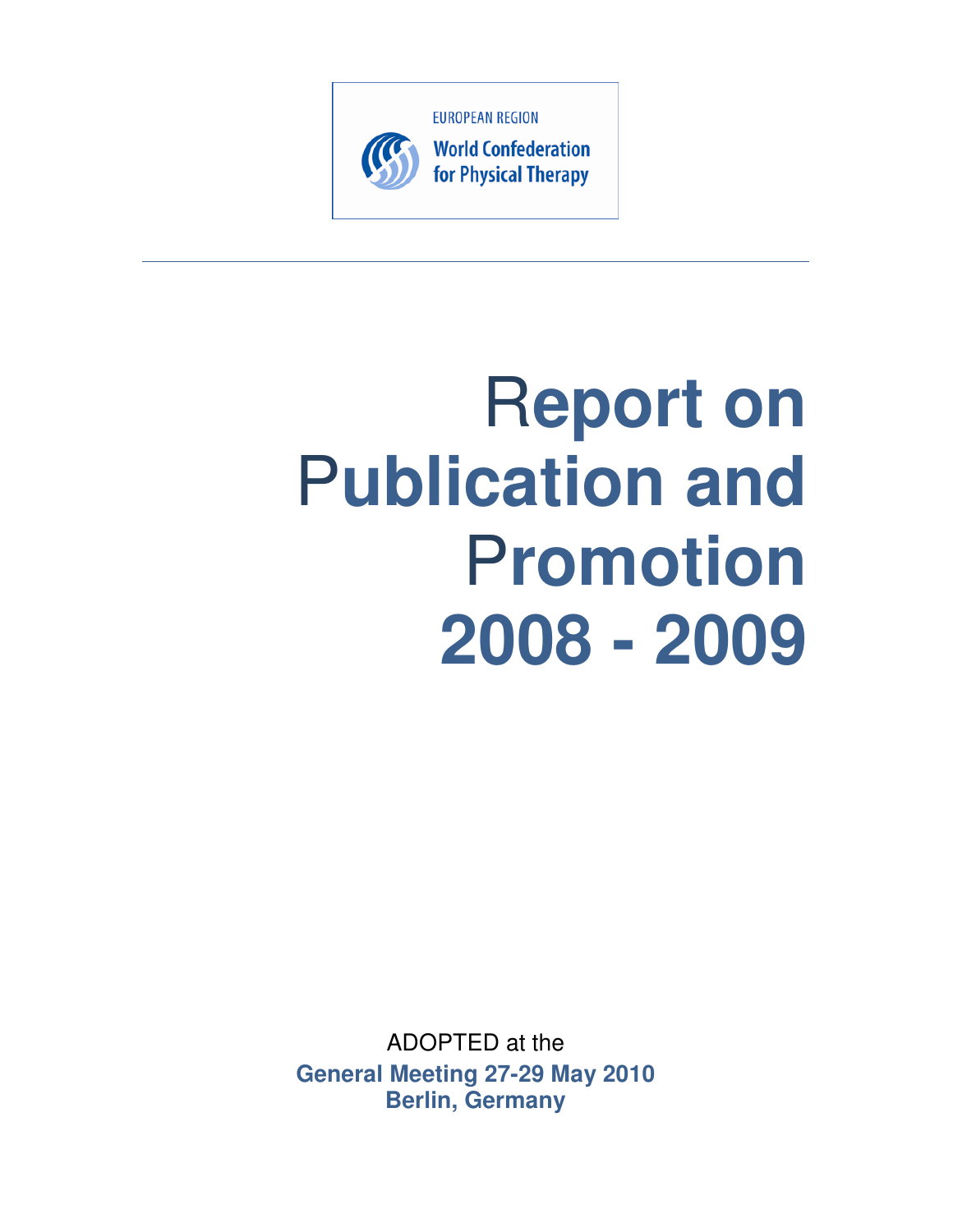EUROPEAN REGION

World Confederation for Physical Therapy

# Report on Publication and Promotion 2008 - 2009

ADOPTED at the

**General Meeting 27-29 May 2010**
**Berlin, Germany**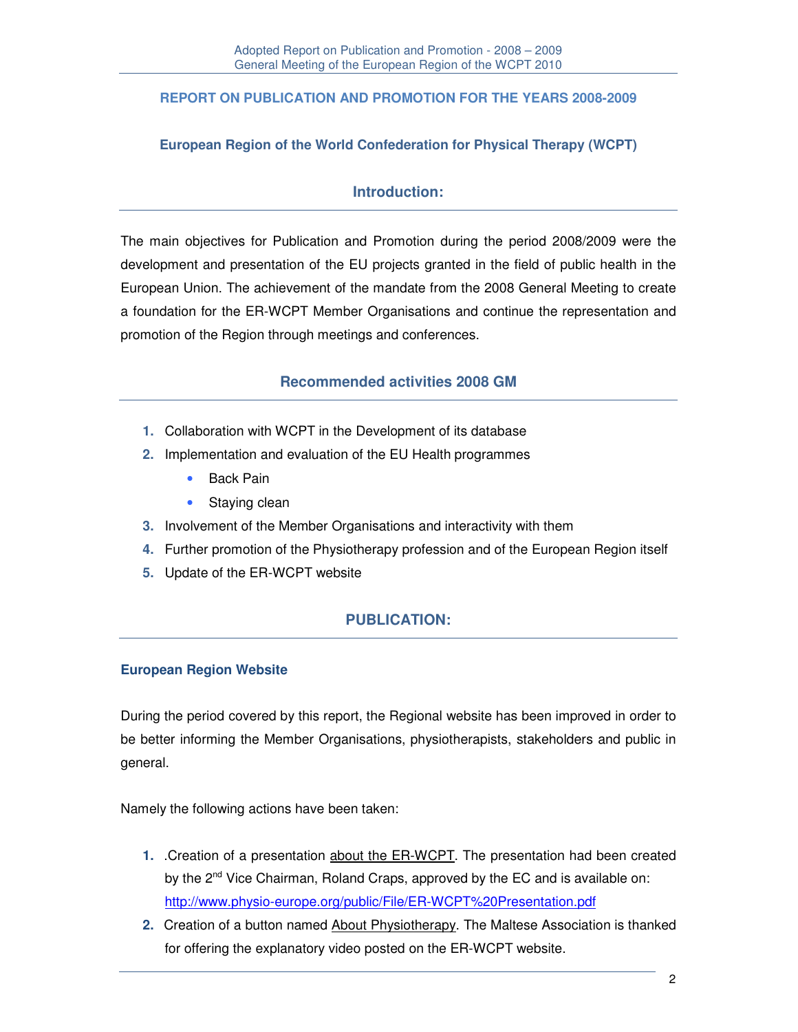**REPORT ON PUBLICATION AND PROMOTION FOR THE YEARS 2008-2009**

**European Region of the World Confederation for Physical Therapy (WCPT)**

## Introduction:

The main objectives for Publication and Promotion during the period 2008/2009 were the development and presentation of the EU projects granted in the field of public health in the European Union. The achievement of the mandate from the 2008 General Meeting to create a foundation for the ER-WCPT Member Organisations and continue the representation and promotion of the Region through meetings and conferences.

## Recommended activities 2008 GM

1. Collaboration with WCPT in the Development of its database
2. Implementation and evaluation of the EU Health programmes
   - Back Pain
   - Staying clean
3. Involvement of the Member Organisations and interactivity with them
4. Further promotion of the Physiotherapy profession and of the European Region itself
5. Update of the ER-WCPT website

## PUBLICATION:

### European Region Website

During the period covered by this report, the Regional website has been improved in order to be better informing the Member Organisations, physiotherapists, stakeholders and public in general.

Namely the following actions have been taken:

1. .Creation of a presentation about the ER-WCPT. The presentation had been created by the 2nd Vice Chairman, Roland Craps, approved by the EC and is available on: http://www.physio-europe.org/public/File/ER-WCPT%20Presentation.pdf
2. Creation of a button named About Physiotherapy. The Maltese Association is thanked for offering the explanatory video posted on the ER-WCPT website.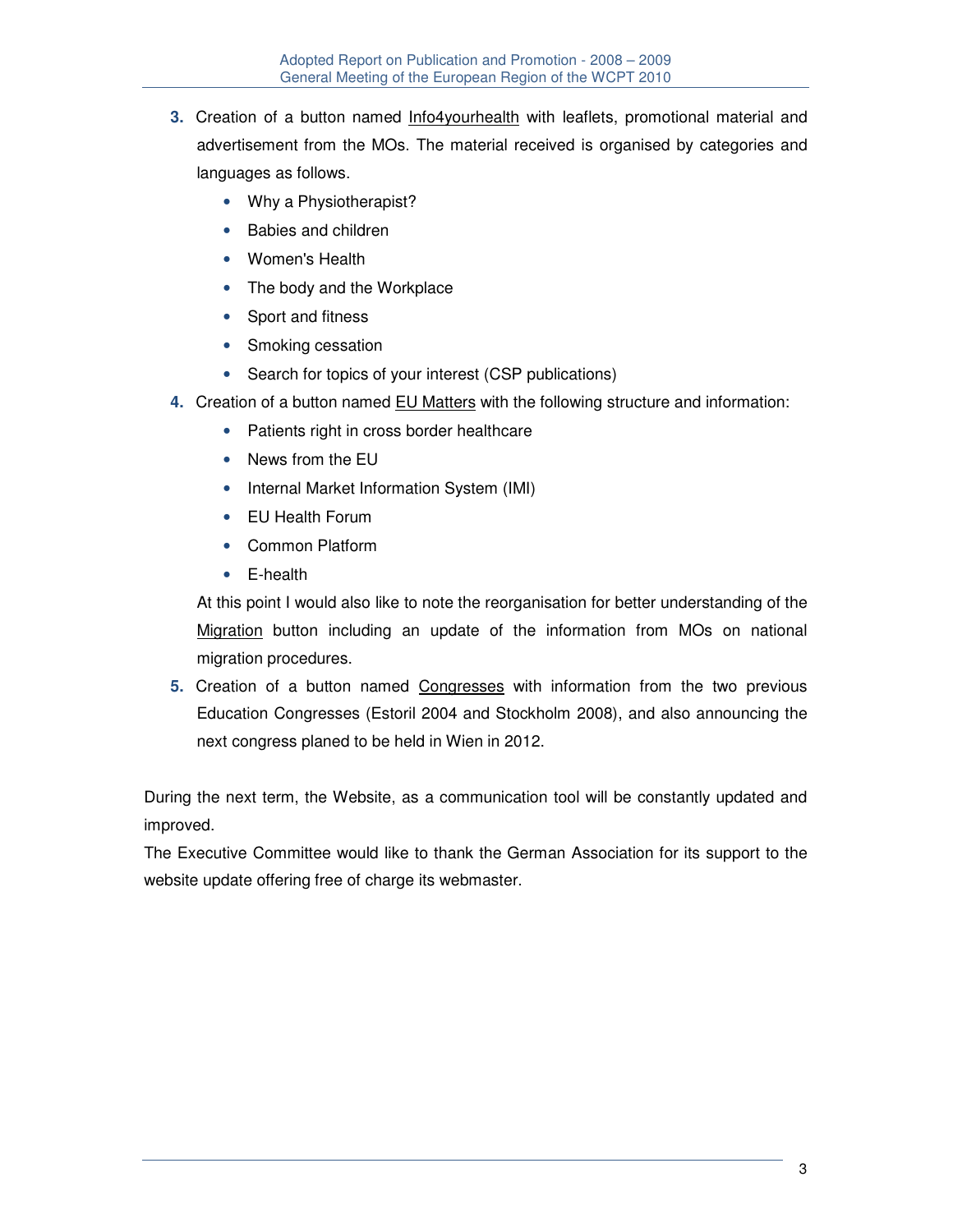3. Creation of a button named Info4yourhealth with leaflets, promotional material and advertisement from the MOs. The material received is organised by categories and languages as follows.
   - Why a Physiotherapist?
   - Babies and children
   - Women's Health
   - The body and the Workplace
   - Sport and fitness
   - Smoking cessation
   - Search for topics of your interest (CSP publications)
4. Creation of a button named EU Matters with the following structure and information:
   - Patients right in cross border healthcare
   - News from the EU
   - Internal Market Information System (IMI)
   - EU Health Forum
   - Common Platform
   - E-health

   At this point I would also like to note the reorganisation for better understanding of the Migration button including an update of the information from MOs on national migration procedures.
5. Creation of a button named Congresses with information from the two previous Education Congresses (Estoril 2004 and Stockholm 2008), and also announcing the next congress planed to be held in Wien in 2012.

During the next term, the Website, as a communication tool will be constantly updated and improved.

The Executive Committee would like to thank the German Association for its support to the website update offering free of charge its webmaster.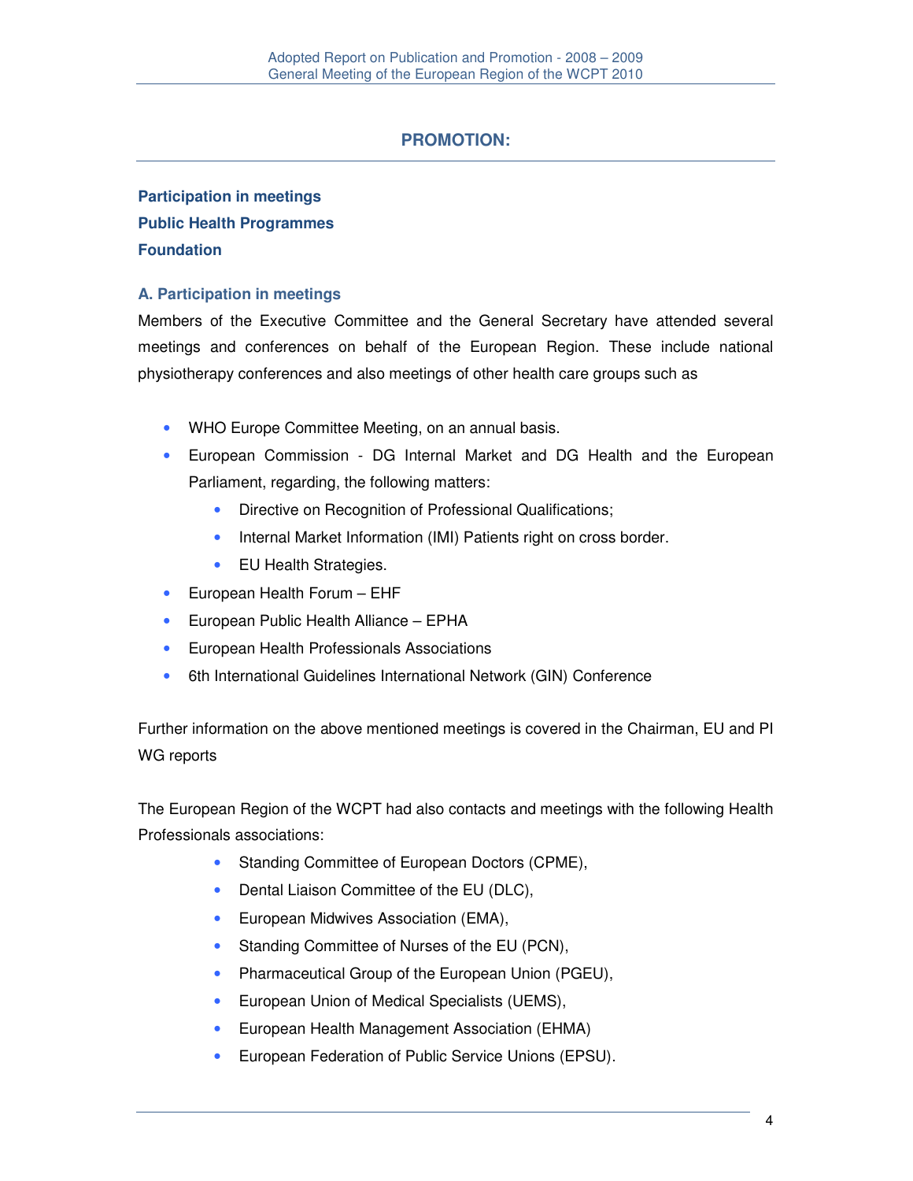## PROMOTION:

**Participation in meetings**
**Public Health Programmes**
**Foundation**

### A. Participation in meetings

Members of the Executive Committee and the General Secretary have attended several meetings and conferences on behalf of the European Region. These include national physiotherapy conferences and also meetings of other health care groups such as

- WHO Europe Committee Meeting, on an annual basis.
- European Commission - DG Internal Market and DG Health and the European Parliament, regarding, the following matters:
  - Directive on Recognition of Professional Qualifications;
  - Internal Market Information (IMI) Patients right on cross border.
  - EU Health Strategies.
- European Health Forum – EHF
- European Public Health Alliance – EPHA
- European Health Professionals Associations
- 6th International Guidelines International Network (GIN) Conference

Further information on the above mentioned meetings is covered in the Chairman, EU and PI WG reports

The European Region of the WCPT had also contacts and meetings with the following Health Professionals associations:

- Standing Committee of European Doctors (CPME),
- Dental Liaison Committee of the EU (DLC),
- European Midwives Association (EMA),
- Standing Committee of Nurses of the EU (PCN),
- Pharmaceutical Group of the European Union (PGEU),
- European Union of Medical Specialists (UEMS),
- European Health Management Association (EHMA)
- European Federation of Public Service Unions (EPSU).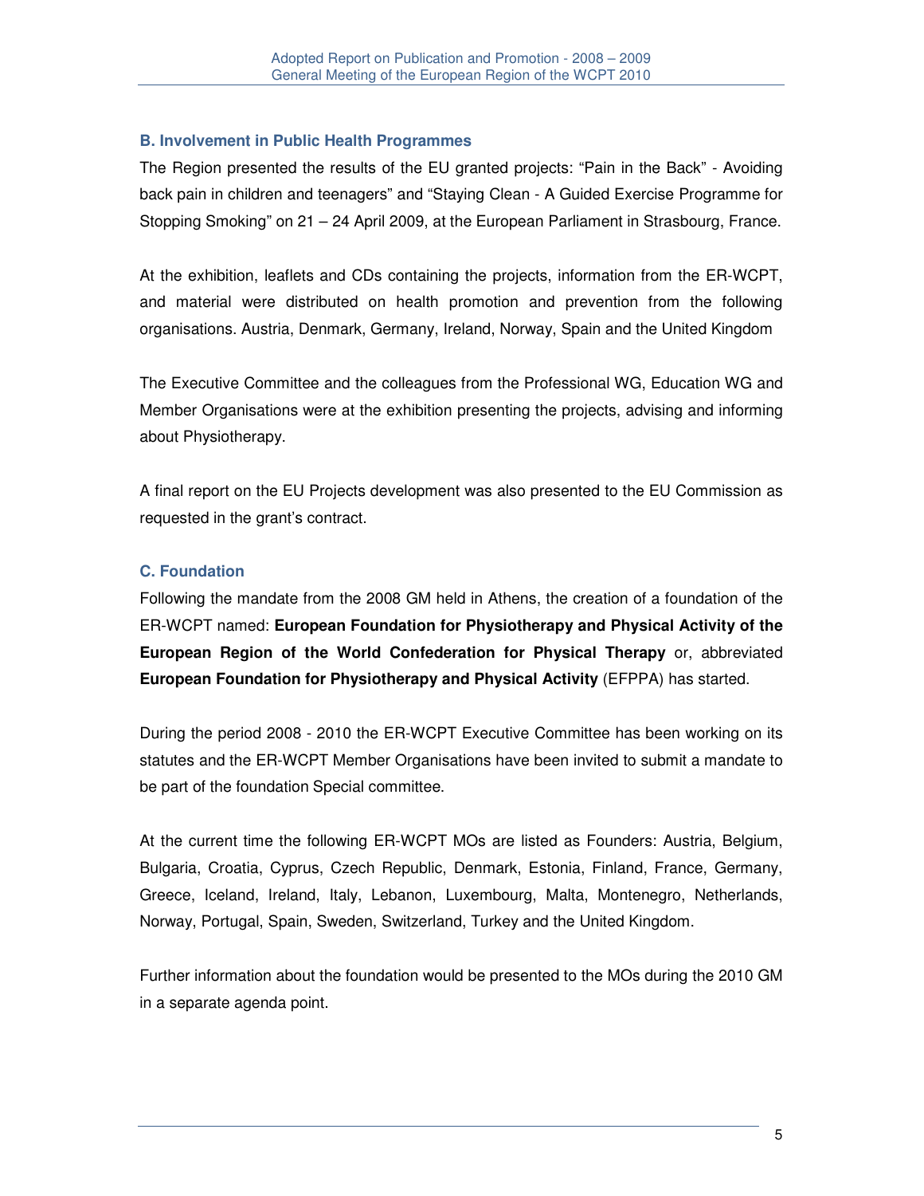### B. Involvement in Public Health Programmes

The Region presented the results of the EU granted projects: "Pain in the Back" - Avoiding back pain in children and teenagers" and "Staying Clean - A Guided Exercise Programme for Stopping Smoking" on 21 – 24 April 2009, at the European Parliament in Strasbourg, France.

At the exhibition, leaflets and CDs containing the projects, information from the ER-WCPT, and material were distributed on health promotion and prevention from the following organisations. Austria, Denmark, Germany, Ireland, Norway, Spain and the United Kingdom

The Executive Committee and the colleagues from the Professional WG, Education WG and Member Organisations were at the exhibition presenting the projects, advising and informing about Physiotherapy.

A final report on the EU Projects development was also presented to the EU Commission as requested in the grant's contract.

### C. Foundation

Following the mandate from the 2008 GM held in Athens, the creation of a foundation of the ER-WCPT named: **European Foundation for Physiotherapy and Physical Activity of the European Region of the World Confederation for Physical Therapy** or, abbreviated **European Foundation for Physiotherapy and Physical Activity** (EFPPA) has started.

During the period 2008 - 2010 the ER-WCPT Executive Committee has been working on its statutes and the ER-WCPT Member Organisations have been invited to submit a mandate to be part of the foundation Special committee.

At the current time the following ER-WCPT MOs are listed as Founders: Austria, Belgium, Bulgaria, Croatia, Cyprus, Czech Republic, Denmark, Estonia, Finland, France, Germany, Greece, Iceland, Ireland, Italy, Lebanon, Luxembourg, Malta, Montenegro, Netherlands, Norway, Portugal, Spain, Sweden, Switzerland, Turkey and the United Kingdom.

Further information about the foundation would be presented to the MOs during the 2010 GM in a separate agenda point.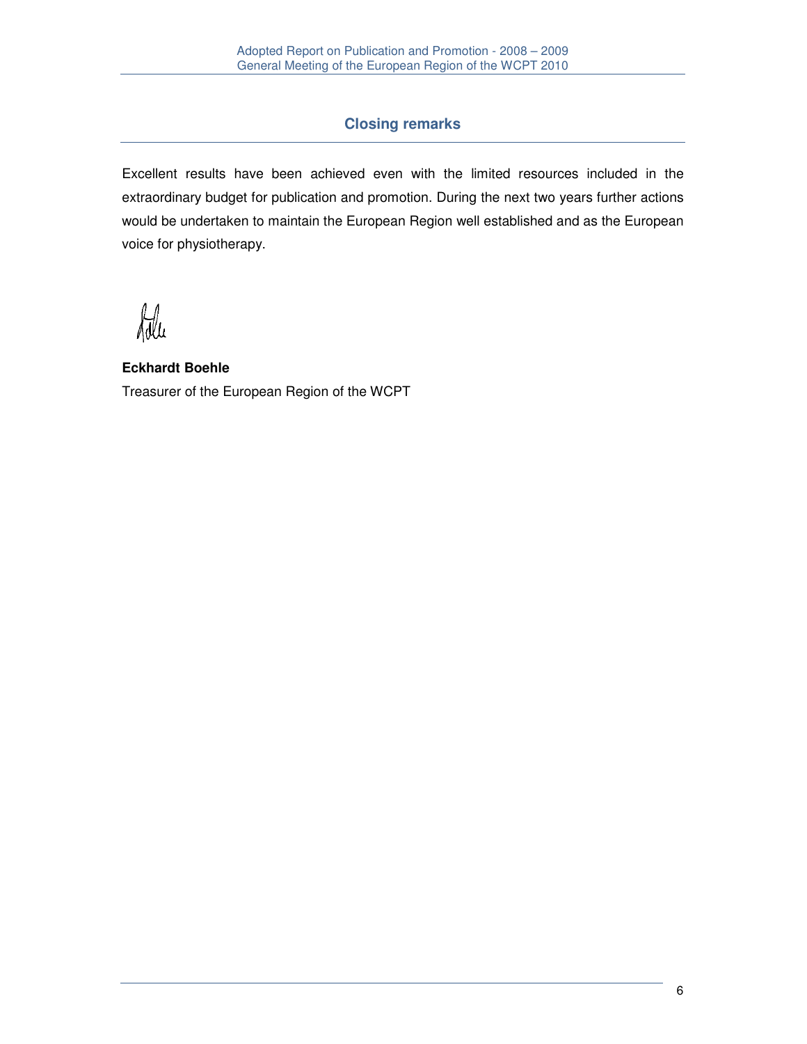## Closing remarks

Excellent results have been achieved even with the limited resources included in the extraordinary budget for publication and promotion. During the next two years further actions would be undertaken to maintain the European Region well established and as the European voice for physiotherapy.

**Eckhardt Boehle**
Treasurer of the European Region of the WCPT